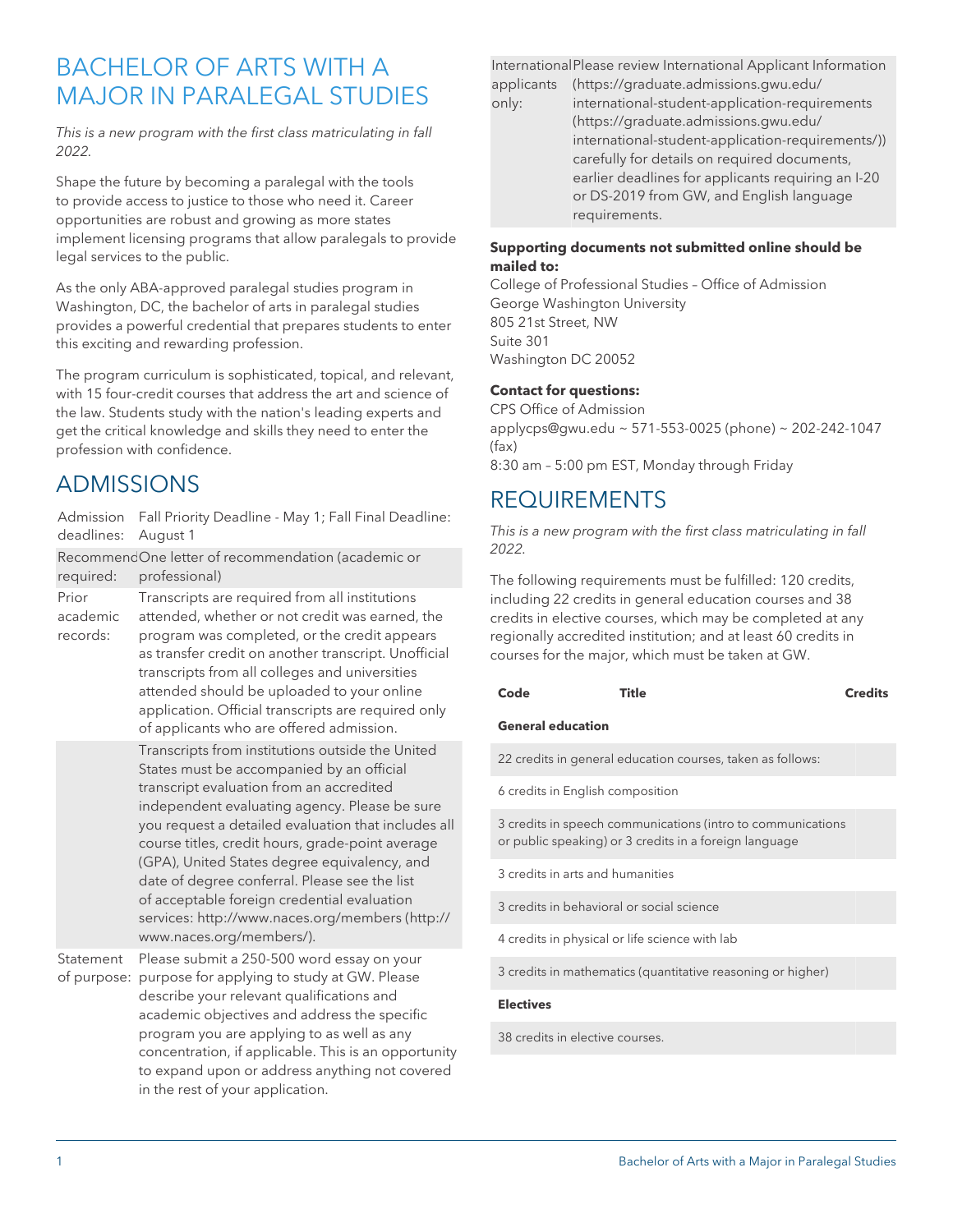# BACHELOR OF ARTS WITH A MAJOR IN PARALEGAL STUDIES

*This is a new program with the first class matriculating in fall 2022.*

Shape the future by becoming a paralegal with the tools to provide access to justice to those who need it. Career opportunities are robust and growing as more states implement licensing programs that allow paralegals to provide legal services to the public.

As the only ABA-approved paralegal studies program in Washington, DC, the bachelor of arts in paralegal studies provides a powerful credential that prepares students to enter this exciting and rewarding profession.

The program curriculum is sophisticated, topical, and relevant, with 15 four-credit courses that address the art and science of the law. Students study with the nation's leading experts and get the critical knowledge and skills they need to enter the profession with confidence.

## ADMISSIONS

| | |
|---|---|
| Admission deadlines: | Fall Priority Deadline - May 1; Fall Final Deadline: August 1 |
| Recommendation required: | One letter of recommendation (academic or professional) |
| Prior academic records: | Transcripts are required from all institutions attended, whether or not credit was earned, the program was completed, or the credit appears as transfer credit on another transcript. Unofficial transcripts from all colleges and universities attended should be uploaded to your online application. Official transcripts are required only of applicants who are offered admission. |
| | Transcripts from institutions outside the United States must be accompanied by an official transcript evaluation from an accredited independent evaluating agency. Please be sure you request a detailed evaluation that includes all course titles, credit hours, grade-point average (GPA), United States degree equivalency, and date of degree conferral. Please see the list of acceptable foreign credential evaluation services: http://www.naces.org/members (http://www.naces.org/members/). |
| Statement of purpose: | Please submit a 250-500 word essay on your purpose for applying to study at GW. Please describe your relevant qualifications and academic objectives and address the specific program you are applying to as well as any concentration, if applicable. This is an opportunity to expand upon or address anything not covered in the rest of your application. |
| International applicants only: | Please review International Applicant Information (https://graduate.admissions.gwu.edu/international-student-application-requirements (https://graduate.admissions.gwu.edu/international-student-application-requirements/)) carefully for details on required documents, earlier deadlines for applicants requiring an I-20 or DS-2019 from GW, and English language requirements. |

**Supporting documents not submitted online should be mailed to:**
College of Professional Studies – Office of Admission
George Washington University
805 21st Street, NW
Suite 301
Washington DC 20052

**Contact for questions:**
CPS Office of Admission
applycps@gwu.edu ~ 571-553-0025 (phone) ~ 202-242-1047 (fax)
8:30 am – 5:00 pm EST, Monday through Friday

## REQUIREMENTS

*This is a new program with the first class matriculating in fall 2022.*

The following requirements must be fulfilled: 120 credits, including 22 credits in general education courses and 38 credits in elective courses, which may be completed at any regionally accredited institution; and at least 60 credits in courses for the major, which must be taken at GW.

| Code | Title | Credits |
|---|---|---|
| **General education** | | |
| 22 credits in general education courses, taken as follows: | | |
| 6 credits in English composition | | |
| 3 credits in speech communications (intro to communications or public speaking) or 3 credits in a foreign language | | |
| 3 credits in arts and humanities | | |
| 3 credits in behavioral or social science | | |
| 4 credits in physical or life science with lab | | |
| 3 credits in mathematics (quantitative reasoning or higher) | | |
| **Electives** | | |
| 38 credits in elective courses. | | |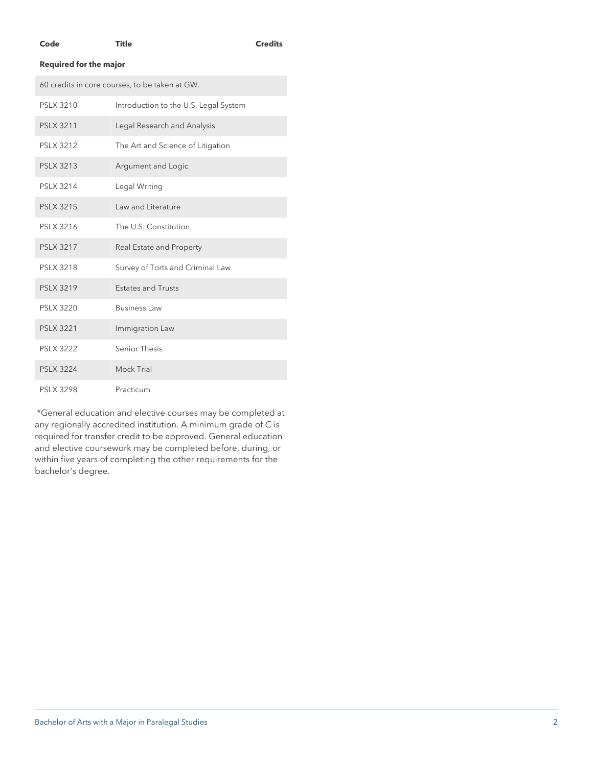| Code | Title | Credits |
| --- | --- | --- |
| **Required for the major** | | |
| 60 credits in core courses, to be taken at GW. | | |
| PSLX 3210 | Introduction to the U.S. Legal System | |
| PSLX 3211 | Legal Research and Analysis | |
| PSLX 3212 | The Art and Science of Litigation | |
| PSLX 3213 | Argument and Logic | |
| PSLX 3214 | Legal Writing | |
| PSLX 3215 | Law and Literature | |
| PSLX 3216 | The U.S. Constitution | |
| PSLX 3217 | Real Estate and Property | |
| PSLX 3218 | Survey of Torts and Criminal Law | |
| PSLX 3219 | Estates and Trusts | |
| PSLX 3220 | Business Law | |
| PSLX 3221 | Immigration Law | |
| PSLX 3222 | Senior Thesis | |
| PSLX 3224 | Mock Trial | |
| PSLX 3298 | Practicum | |

*General education and elective courses may be completed at any regionally accredited institution. A minimum grade of *C* is required for transfer credit to be approved. General education and elective coursework may be completed before, during, or within five years of completing the other requirements for the bachelor's degree.